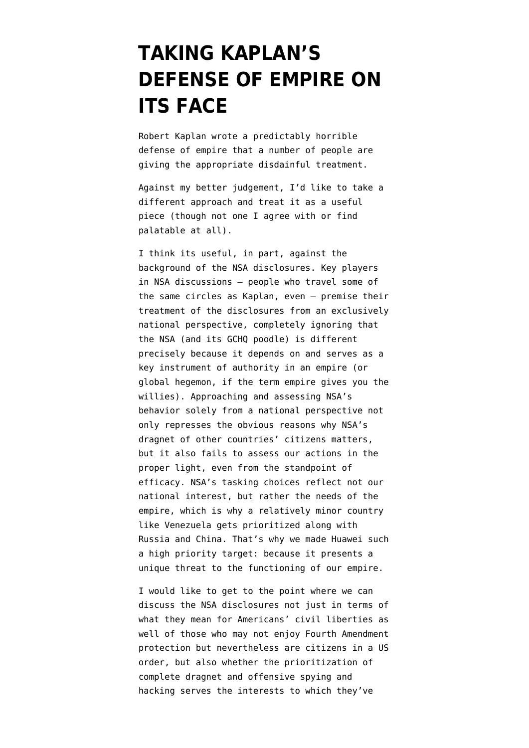# TAKING KAPLAN'S DEFENSE OF EMPIRE ON ITS FACE

Robert Kaplan wrote a predictably horrible defense of empire that a number of people are giving the appropriate disdainful treatment.

Against my better judgement, I'd like to take a different approach and treat it as a useful piece (though not one I agree with or find palatable at all).

I think its useful, in part, against the background of the NSA disclosures. Key players in NSA discussions — people who travel some of the same circles as Kaplan, even — premise their treatment of the disclosures from an exclusively national perspective, completely ignoring that the NSA (and its GCHQ poodle) is different precisely because it depends on and serves as a key instrument of authority in an empire (or global hegemon, if the term empire gives you the willies). Approaching and assessing NSA's behavior solely from a national perspective not only represses the obvious reasons why NSA's dragnet of other countries' citizens matters, but it also fails to assess our actions in the proper light, even from the standpoint of efficacy. NSA's tasking choices reflect not our national interest, but rather the needs of the empire, which is why a relatively minor country like Venezuela gets prioritized along with Russia and China. That's why we made Huawei such a high priority target: because it presents a unique threat to the functioning of our empire.

I would like to get to the point where we can discuss the NSA disclosures not just in terms of what they mean for Americans' civil liberties as well of those who may not enjoy Fourth Amendment protection but nevertheless are citizens in a US order, but also whether the prioritization of complete dragnet and offensive spying and hacking serves the interests to which they've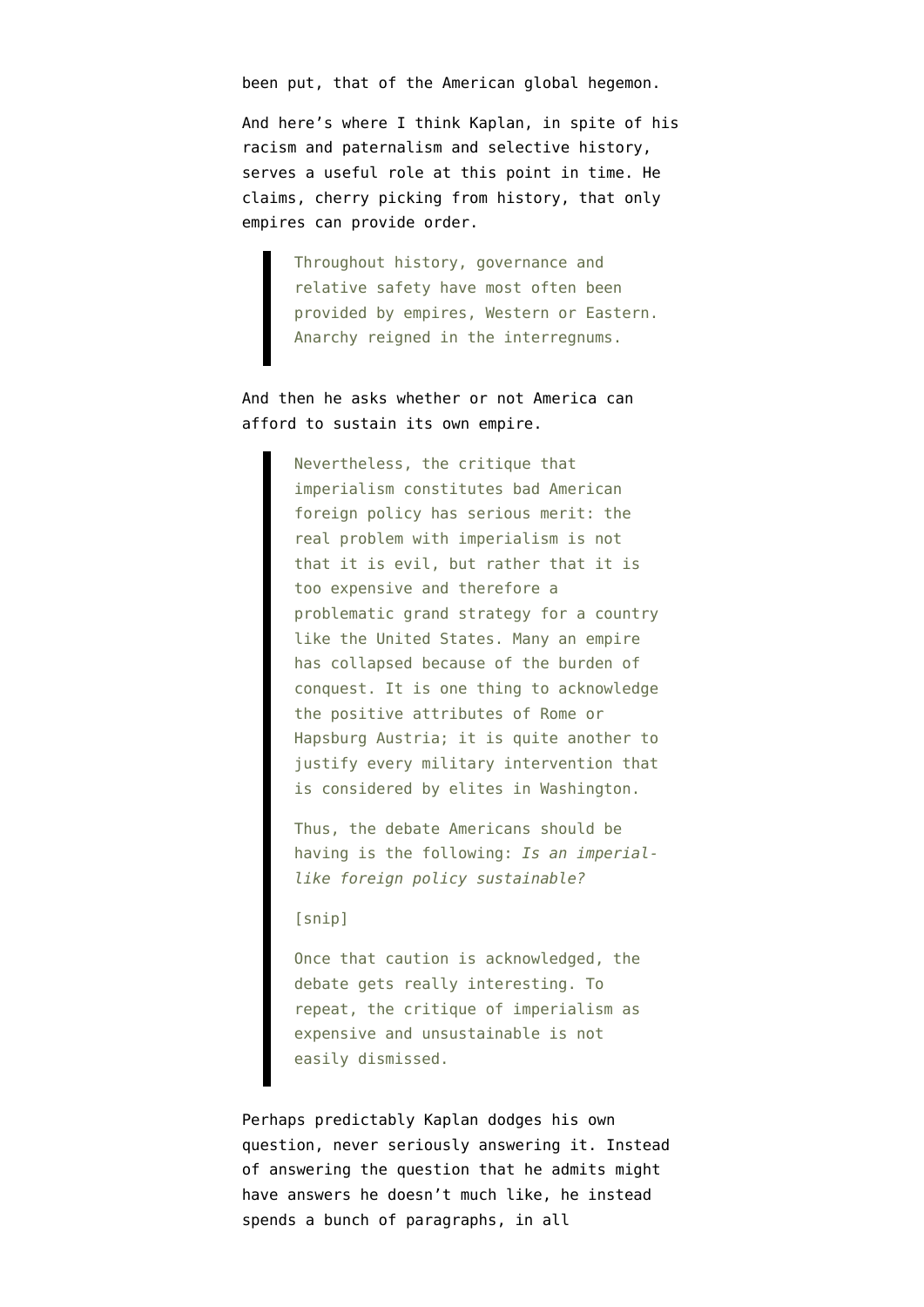been put, that of the American global hegemon.

And here's where I think Kaplan, in spite of his racism and paternalism and selective history, serves a useful role at this point in time. He claims, cherry picking from history, that only empires can provide order.

> Throughout history, governance and relative safety have most often been provided by empires, Western or Eastern. Anarchy reigned in the interregnums.

And then he asks whether or not America can afford to sustain its own empire.

> Nevertheless, the critique that imperialism constitutes bad American foreign policy has serious merit: the real problem with imperialism is not that it is evil, but rather that it is too expensive and therefore a problematic grand strategy for a country like the United States. Many an empire has collapsed because of the burden of conquest. It is one thing to acknowledge the positive attributes of Rome or Hapsburg Austria; it is quite another to justify every military intervention that is considered by elites in Washington.
>
> Thus, the debate Americans should be having is the following: *Is an imperial-like foreign policy sustainable?*
>
> [snip]
>
> Once that caution is acknowledged, the debate gets really interesting. To repeat, the critique of imperialism as expensive and unsustainable is not easily dismissed.

Perhaps predictably Kaplan dodges his own question, never seriously answering it. Instead of answering the question that he admits might have answers he doesn't much like, he instead spends a bunch of paragraphs, in all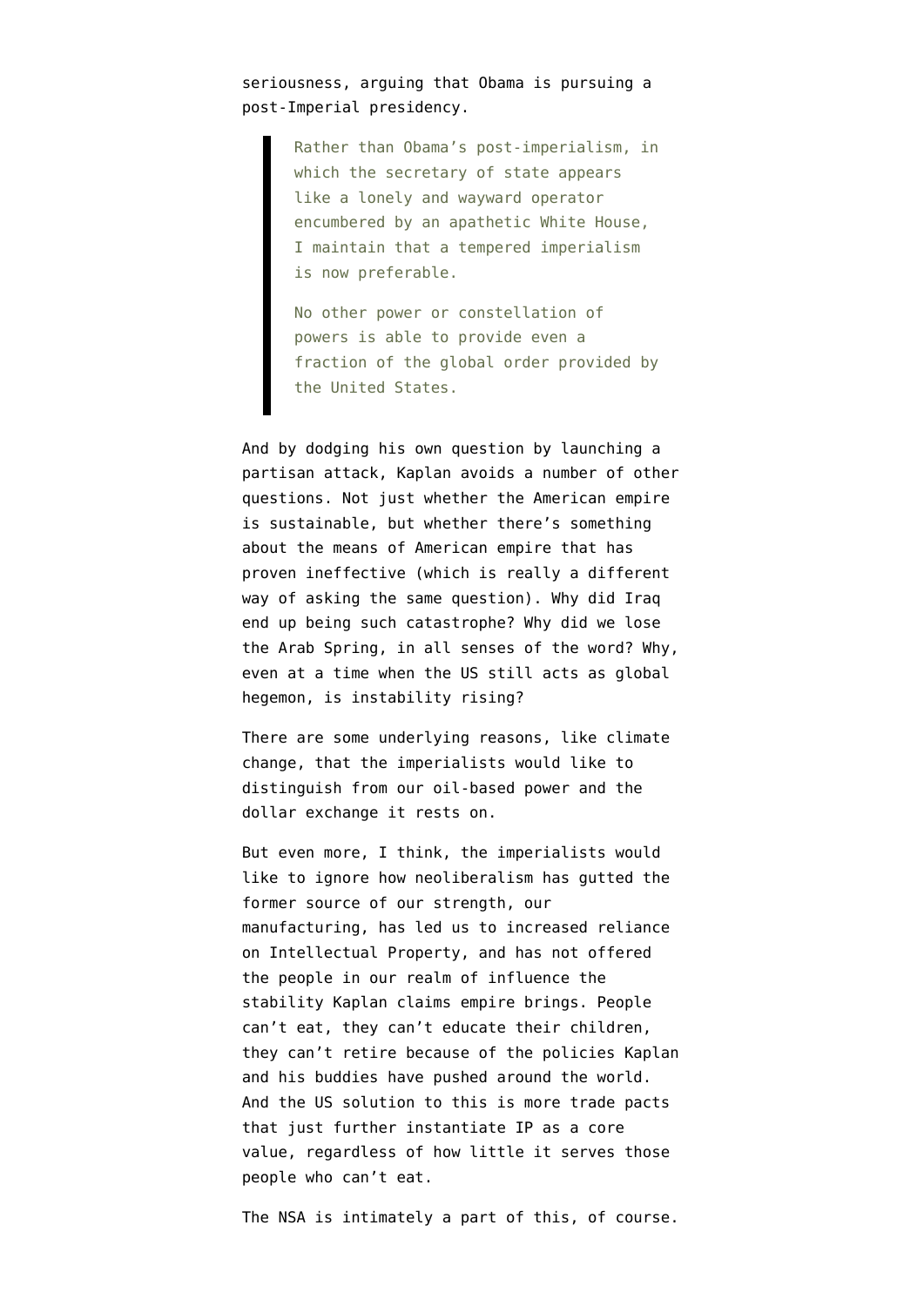seriousness, arguing that Obama is pursuing a post-Imperial presidency.

> Rather than Obama's post-imperialism, in which the secretary of state appears like a lonely and wayward operator encumbered by an apathetic White House, I maintain that a tempered imperialism is now preferable.
>
> No other power or constellation of powers is able to provide even a fraction of the global order provided by the United States.

And by dodging his own question by launching a partisan attack, Kaplan avoids a number of other questions. Not just whether the American empire is sustainable, but whether there's something about the means of American empire that has proven ineffective (which is really a different way of asking the same question). Why did Iraq end up being such catastrophe? Why did we lose the Arab Spring, in all senses of the word? Why, even at a time when the US still acts as global hegemon, is instability rising?

There are some underlying reasons, like climate change, that the imperialists would like to distinguish from our oil-based power and the dollar exchange it rests on.

But even more, I think, the imperialists would like to ignore how neoliberalism has gutted the former source of our strength, our manufacturing, has led us to increased reliance on Intellectual Property, and has not offered the people in our realm of influence the stability Kaplan claims empire brings. People can't eat, they can't educate their children, they can't retire because of the policies Kaplan and his buddies have pushed around the world. And the US solution to this is more trade pacts that just further instantiate IP as a core value, regardless of how little it serves those people who can't eat.

The NSA is intimately a part of this, of course.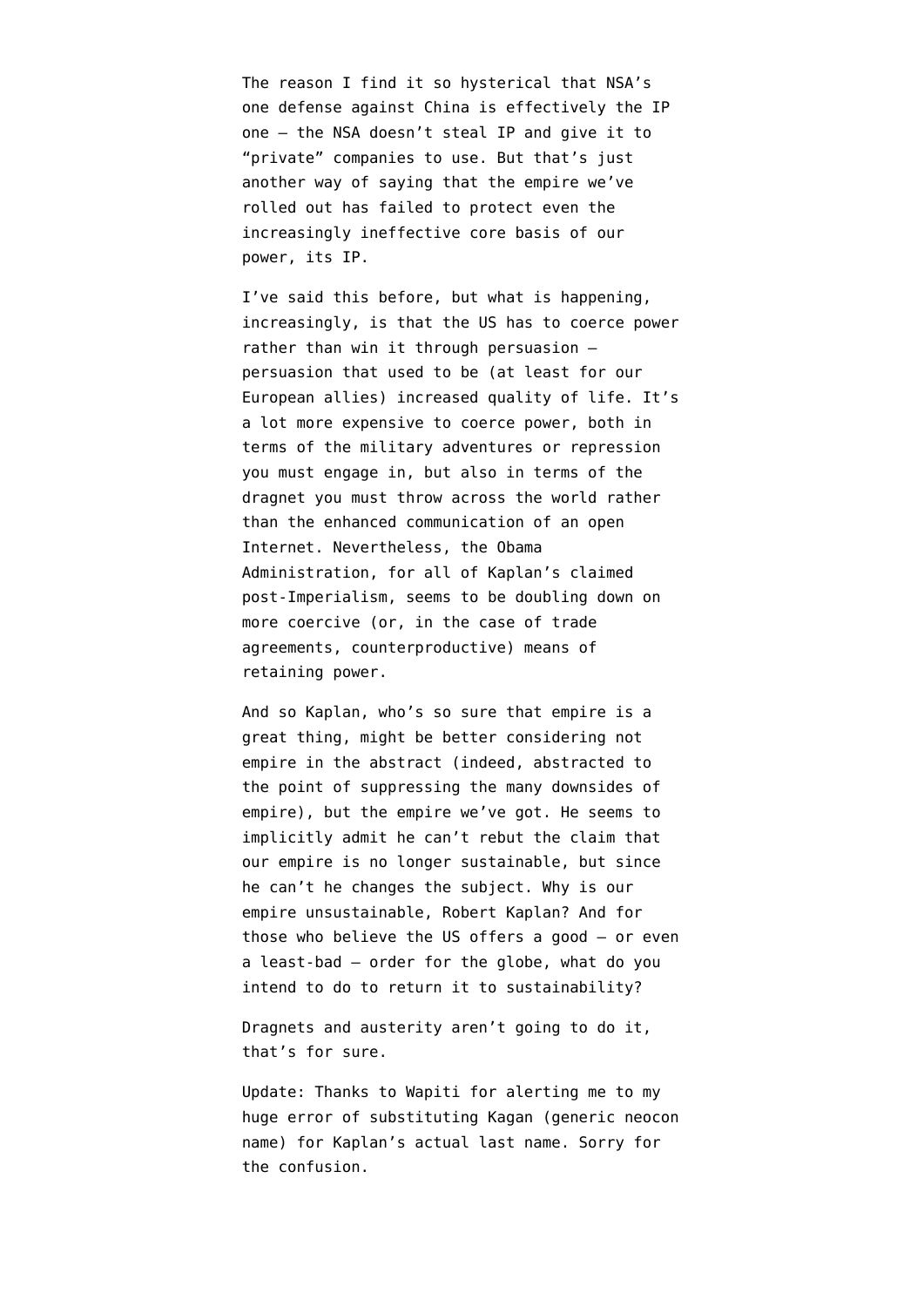The reason I find it so hysterical that NSA's one defense against China is effectively the IP one — the NSA doesn't steal IP and give it to "private" companies to use. But that's just another way of saying that the empire we've rolled out has failed to protect even the increasingly ineffective core basis of our power, its IP.

I've said this before, but what is happening, increasingly, is that the US has to coerce power rather than win it through persuasion — persuasion that used to be (at least for our European allies) increased quality of life. It's a lot more expensive to coerce power, both in terms of the military adventures or repression you must engage in, but also in terms of the dragnet you must throw across the world rather than the enhanced communication of an open Internet. Nevertheless, the Obama Administration, for all of Kaplan's claimed post-Imperialism, seems to be doubling down on more coercive (or, in the case of trade agreements, counterproductive) means of retaining power.

And so Kaplan, who's so sure that empire is a great thing, might be better considering not empire in the abstract (indeed, abstracted to the point of suppressing the many downsides of empire), but the empire we've got. He seems to implicitly admit he can't rebut the claim that our empire is no longer sustainable, but since he can't he changes the subject. Why is our empire unsustainable, Robert Kaplan? And for those who believe the US offers a good — or even a least-bad — order for the globe, what do you intend to do to return it to sustainability?

Dragnets and austerity aren't going to do it, that's for sure.

Update: Thanks to Wapiti for alerting me to my huge error of substituting Kagan (generic neocon name) for Kaplan's actual last name. Sorry for the confusion.